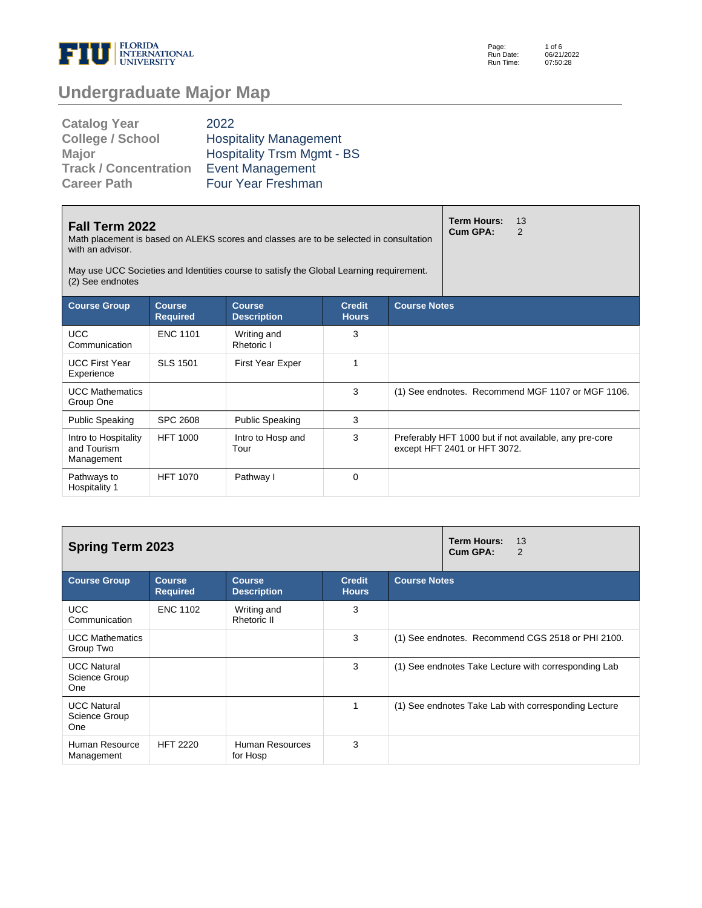# Undergraduate Major Map

| | |
|---|---|
| **Catalog Year** | 2022 |
| **College / School** | Hospitality Management |
| **Major** | Hospitality Trsm Mgmt - BS |
| **Track / Concentration** | Event Management |
| **Career Path** | Four Year Freshman |

## Fall Term 2022

Math placement is based on ALEKS scores and classes are to be selected in consultation with an advisor.

May use UCC Societies and Identities course to satisfy the Global Learning requirement. (2) See endnotes

**Term Hours:** 13
**Cum GPA:** 2

| Course Group | Course Required | Course Description | Credit Hours | Course Notes |
|---|---|---|---|---|
| UCC Communication | ENC 1101 | Writing and Rhetoric I | 3 | |
| UCC First Year Experience | SLS 1501 | First Year Exper | 1 | |
| UCC Mathematics Group One | | | 3 | (1) See endnotes. Recommend MGF 1107 or MGF 1106. |
| Public Speaking | SPC 2608 | Public Speaking | 3 | |
| Intro to Hospitality and Tourism Management | HFT 1000 | Intro to Hosp and Tour | 3 | Preferably HFT 1000 but if not available, any pre-core except HFT 2401 or HFT 3072. |
| Pathways to Hospitality 1 | HFT 1070 | Pathway I | 0 | |

## Spring Term 2023

**Term Hours:** 13
**Cum GPA:** 2

| Course Group | Course Required | Course Description | Credit Hours | Course Notes |
|---|---|---|---|---|
| UCC Communication | ENC 1102 | Writing and Rhetoric II | 3 | |
| UCC Mathematics Group Two | | | 3 | (1) See endnotes. Recommend CGS 2518 or PHI 2100. |
| UCC Natural Science Group One | | | 3 | (1) See endnotes Take Lecture with corresponding Lab |
| UCC Natural Science Group One | | | 1 | (1) See endnotes Take Lab with corresponding Lecture |
| Human Resource Management | HFT 2220 | Human Resources for Hosp | 3 | |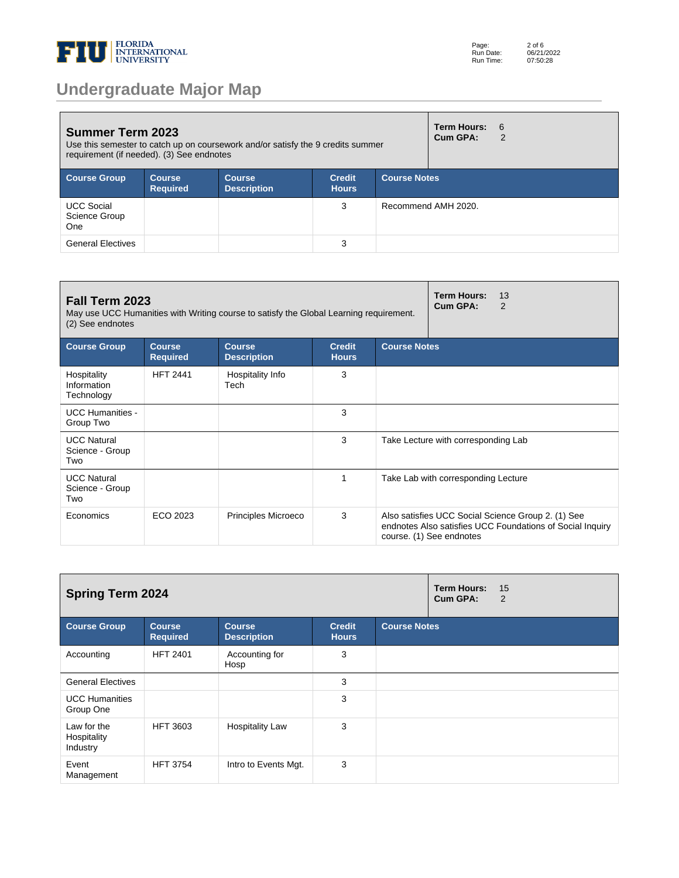# Undergraduate Major Map

## Summer Term 2023

Use this semester to catch up on coursework and/or satisfy the 9 credits summer requirement (if needed). (3) See endnotes

**Term Hours:** 6
**Cum GPA:** 2

| Course Group | Course Required | Course Description | Credit Hours | Course Notes |
| --- | --- | --- | --- | --- |
| UCC Social Science Group One | | | 3 | Recommend AMH 2020. |
| General Electives | | | 3 | |

## Fall Term 2023

May use UCC Humanities with Writing course to satisfy the Global Learning requirement. (2) See endnotes

**Term Hours:** 13
**Cum GPA:** 2

| Course Group | Course Required | Course Description | Credit Hours | Course Notes |
| --- | --- | --- | --- | --- |
| Hospitality Information Technology | HFT 2441 | Hospitality Info Tech | 3 | |
| UCC Humanities - Group Two | | | 3 | |
| UCC Natural Science - Group Two | | | 3 | Take Lecture with corresponding Lab |
| UCC Natural Science - Group Two | | | 1 | Take Lab with corresponding Lecture |
| Economics | ECO 2023 | Principles Microeco | 3 | Also satisfies UCC Social Science Group 2. (1) See endnotes Also satisfies UCC Foundations of Social Inquiry course. (1) See endnotes |

## Spring Term 2024

**Term Hours:** 15
**Cum GPA:** 2

| Course Group | Course Required | Course Description | Credit Hours | Course Notes |
| --- | --- | --- | --- | --- |
| Accounting | HFT 2401 | Accounting for Hosp | 3 | |
| General Electives | | | 3 | |
| UCC Humanities Group One | | | 3 | |
| Law for the Hospitality Industry | HFT 3603 | Hospitality Law | 3 | |
| Event Management | HFT 3754 | Intro to Events Mgt. | 3 | |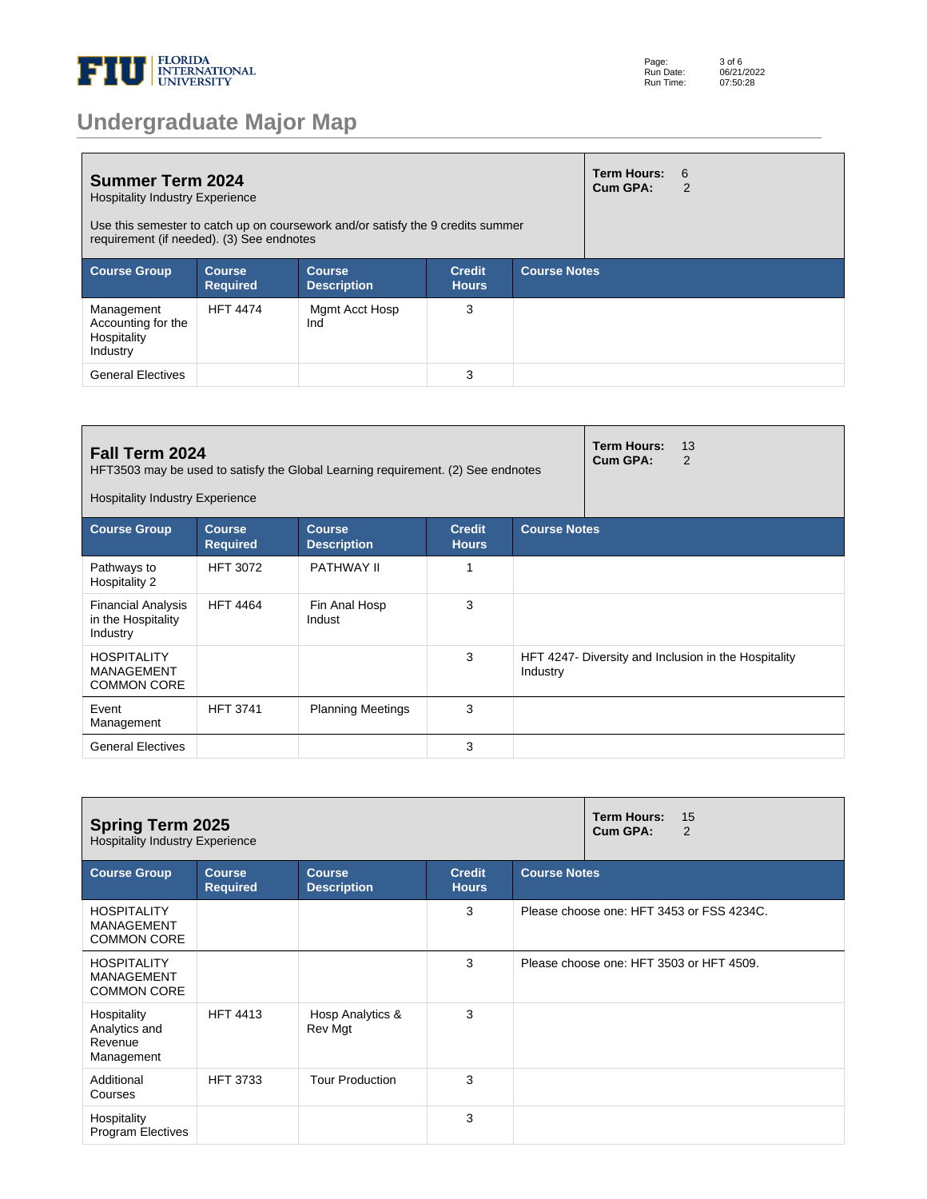# Undergraduate Major Map

## Summer Term 2024

Hospitality Industry Experience

Use this semester to catch up on coursework and/or satisfy the 9 credits summer requirement (if needed). (3) See endnotes

**Term Hours:** 6
**Cum GPA:** 2

| Course Group | Course Required | Course Description | Credit Hours | Course Notes |
|---|---|---|---|---|
| Management Accounting for the Hospitality Industry | HFT 4474 | Mgmt Acct Hosp Ind | 3 | |
| General Electives | | | 3 | |

## Fall Term 2024

HFT3503 may be used to satisfy the Global Learning requirement. (2) See endnotes

Hospitality Industry Experience

**Term Hours:** 13
**Cum GPA:** 2

| Course Group | Course Required | Course Description | Credit Hours | Course Notes |
|---|---|---|---|---|
| Pathways to Hospitality 2 | HFT 3072 | PATHWAY II | 1 | |
| Financial Analysis in the Hospitality Industry | HFT 4464 | Fin Anal Hosp Indust | 3 | |
| HOSPITALITY MANAGEMENT COMMON CORE | | | 3 | HFT 4247- Diversity and Inclusion in the Hospitality Industry |
| Event Management | HFT 3741 | Planning Meetings | 3 | |
| General Electives | | | 3 | |

## Spring Term 2025

Hospitality Industry Experience

**Term Hours:** 15
**Cum GPA:** 2

| Course Group | Course Required | Course Description | Credit Hours | Course Notes |
|---|---|---|---|---|
| HOSPITALITY MANAGEMENT COMMON CORE | | | 3 | Please choose one: HFT 3453 or FSS 4234C. |
| HOSPITALITY MANAGEMENT COMMON CORE | | | 3 | Please choose one: HFT 3503 or HFT 4509. |
| Hospitality Analytics and Revenue Management | HFT 4413 | Hosp Analytics & Rev Mgt | 3 | |
| Additional Courses | HFT 3733 | Tour Production | 3 | |
| Hospitality Program Electives | | | 3 | |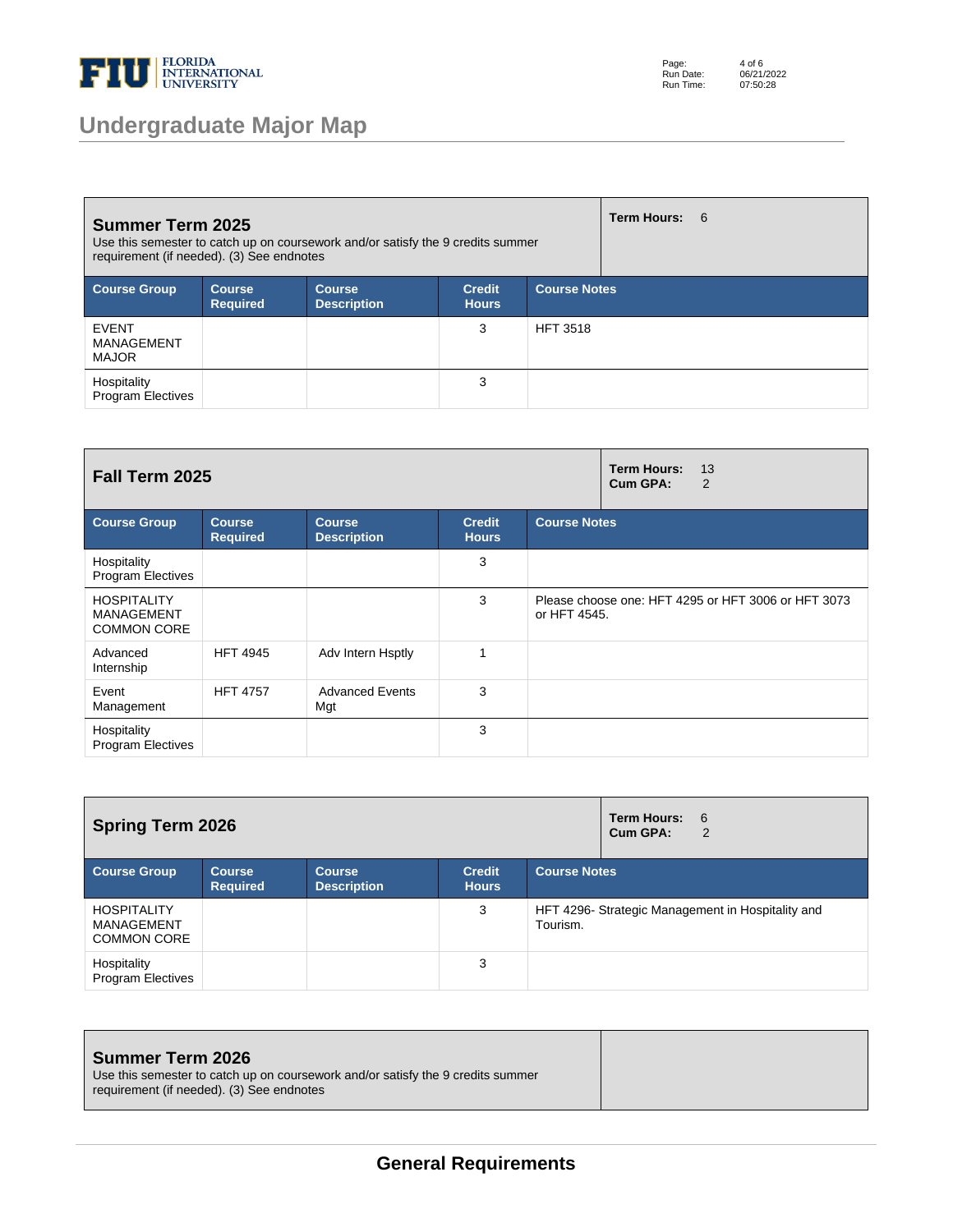## Undergraduate Major Map

### Summer Term 2025

Use this semester to catch up on coursework and/or satisfy the 9 credits summer requirement (if needed). (3) See endnotes

**Term Hours:** 6

| Course Group | Course Required | Course Description | Credit Hours | Course Notes |
|---|---|---|---|---|
| EVENT MANAGEMENT MAJOR | | | 3 | HFT 3518 |
| Hospitality Program Electives | | | 3 | |

### Fall Term 2025

**Term Hours:** 13
**Cum GPA:** 2

| Course Group | Course Required | Course Description | Credit Hours | Course Notes |
|---|---|---|---|---|
| Hospitality Program Electives | | | 3 | |
| HOSPITALITY MANAGEMENT COMMON CORE | | | 3 | Please choose one: HFT 4295 or HFT 3006 or HFT 3073 or HFT 4545. |
| Advanced Internship | HFT 4945 | Adv Intern Hsptly | 1 | |
| Event Management | HFT 4757 | Advanced Events Mgt | 3 | |
| Hospitality Program Electives | | | 3 | |

### Spring Term 2026

**Term Hours:** 6
**Cum GPA:** 2

| Course Group | Course Required | Course Description | Credit Hours | Course Notes |
|---|---|---|---|---|
| HOSPITALITY MANAGEMENT COMMON CORE | | | 3 | HFT 4296- Strategic Management in Hospitality and Tourism. |
| Hospitality Program Electives | | | 3 | |

### Summer Term 2026

Use this semester to catch up on coursework and/or satisfy the 9 credits summer requirement (if needed). (3) See endnotes

## General Requirements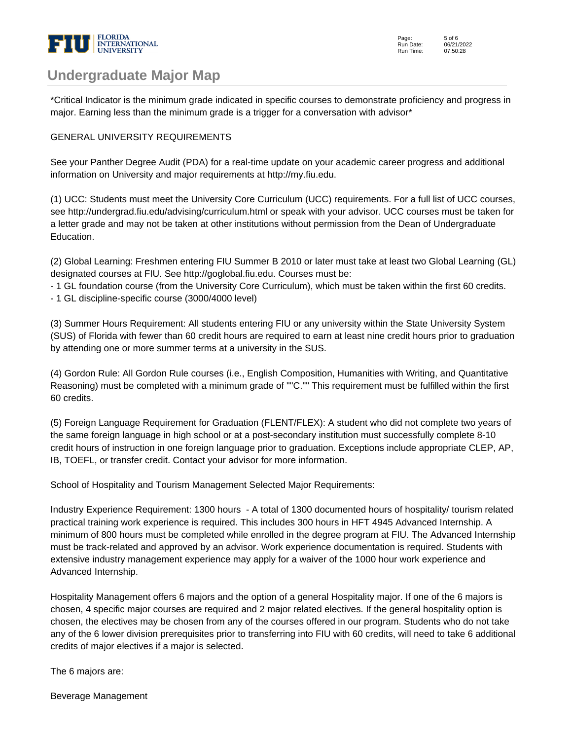## Undergraduate Major Map

*Critical Indicator is the minimum grade indicated in specific courses to demonstrate proficiency and progress in major. Earning less than the minimum grade is a trigger for a conversation with advisor*

GENERAL UNIVERSITY REQUIREMENTS

See your Panther Degree Audit (PDA) for a real-time update on your academic career progress and additional information on University and major requirements at http://my.fiu.edu.

(1) UCC: Students must meet the University Core Curriculum (UCC) requirements. For a full list of UCC courses, see http://undergrad.fiu.edu/advising/curriculum.html or speak with your advisor. UCC courses must be taken for a letter grade and may not be taken at other institutions without permission from the Dean of Undergraduate Education.

(2) Global Learning: Freshmen entering FIU Summer B 2010 or later must take at least two Global Learning (GL) designated courses at FIU. See http://goglobal.fiu.edu. Courses must be:
- 1 GL foundation course (from the University Core Curriculum), which must be taken within the first 60 credits.
- 1 GL discipline-specific course (3000/4000 level)

(3) Summer Hours Requirement: All students entering FIU or any university within the State University System (SUS) of Florida with fewer than 60 credit hours are required to earn at least nine credit hours prior to graduation by attending one or more summer terms at a university in the SUS.

(4) Gordon Rule: All Gordon Rule courses (i.e., English Composition, Humanities with Writing, and Quantitative Reasoning) must be completed with a minimum grade of ""C."" This requirement must be fulfilled within the first 60 credits.

(5) Foreign Language Requirement for Graduation (FLENT/FLEX): A student who did not complete two years of the same foreign language in high school or at a post-secondary institution must successfully complete 8-10 credit hours of instruction in one foreign language prior to graduation. Exceptions include appropriate CLEP, AP, IB, TOEFL, or transfer credit. Contact your advisor for more information.

School of Hospitality and Tourism Management Selected Major Requirements:

Industry Experience Requirement: 1300 hours - A total of 1300 documented hours of hospitality/ tourism related practical training work experience is required. This includes 300 hours in HFT 4945 Advanced Internship. A minimum of 800 hours must be completed while enrolled in the degree program at FIU. The Advanced Internship must be track-related and approved by an advisor. Work experience documentation is required. Students with extensive industry management experience may apply for a waiver of the 1000 hour work experience and Advanced Internship.

Hospitality Management offers 6 majors and the option of a general Hospitality major. If one of the 6 majors is chosen, 4 specific major courses are required and 2 major related electives. If the general hospitality option is chosen, the electives may be chosen from any of the courses offered in our program. Students who do not take any of the 6 lower division prerequisites prior to transferring into FIU with 60 credits, will need to take 6 additional credits of major electives if a major is selected.

The 6 majors are:

Beverage Management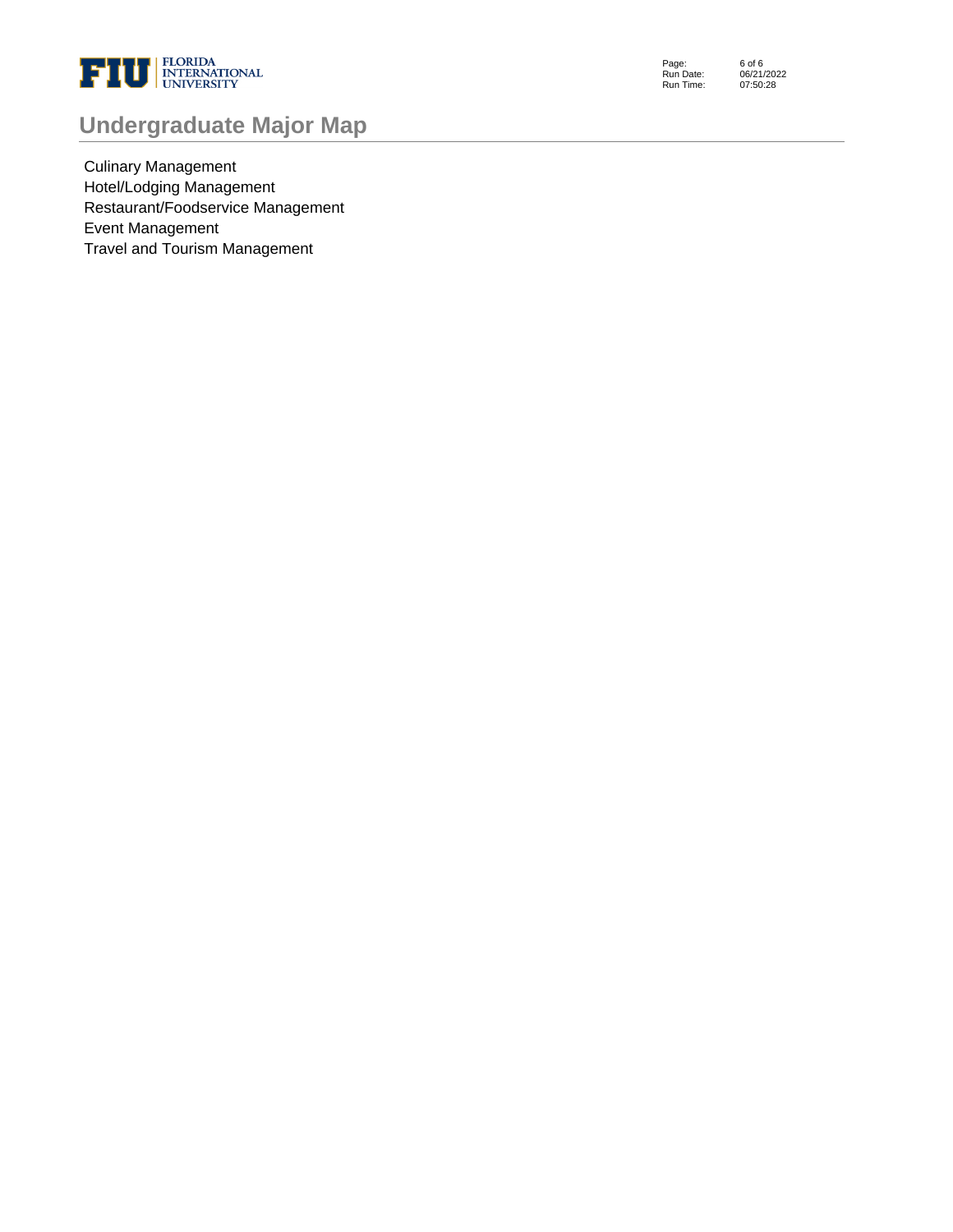# Undergraduate Major Map

Culinary Management
Hotel/Lodging Management
Restaurant/Foodservice Management
Event Management
Travel and Tourism Management